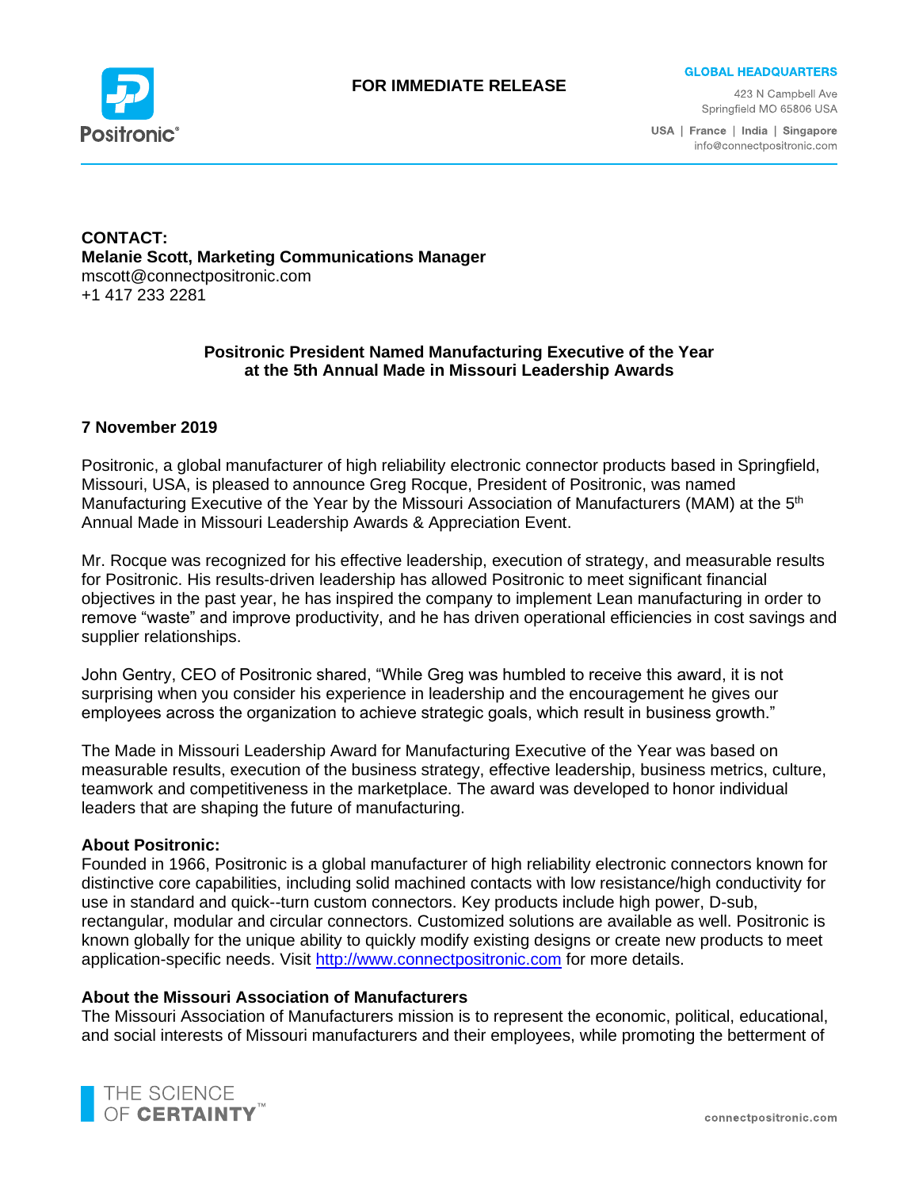**FOR IMMEDIATE RELEASE**

**GLOBAL HEADQUARTERS**

423 N Campbell Ave
Springfield MO 65806 USA

USA | France | India | Singapore
info@connectpositronic.com

**CONTACT:**
**Melanie Scott, Marketing Communications Manager**
mscott@connectpositronic.com
+1 417 233 2281

## Positronic President Named Manufacturing Executive of the Year at the 5th Annual Made in Missouri Leadership Awards

**7 November 2019**

Positronic, a global manufacturer of high reliability electronic connector products based in Springfield, Missouri, USA, is pleased to announce Greg Rocque, President of Positronic, was named Manufacturing Executive of the Year by the Missouri Association of Manufacturers (MAM) at the 5th Annual Made in Missouri Leadership Awards & Appreciation Event.

Mr. Rocque was recognized for his effective leadership, execution of strategy, and measurable results for Positronic. His results-driven leadership has allowed Positronic to meet significant financial objectives in the past year, he has inspired the company to implement Lean manufacturing in order to remove "waste" and improve productivity, and he has driven operational efficiencies in cost savings and supplier relationships.

John Gentry, CEO of Positronic shared, "While Greg was humbled to receive this award, it is not surprising when you consider his experience in leadership and the encouragement he gives our employees across the organization to achieve strategic goals, which result in business growth."

The Made in Missouri Leadership Award for Manufacturing Executive of the Year was based on measurable results, execution of the business strategy, effective leadership, business metrics, culture, teamwork and competitiveness in the marketplace. The award was developed to honor individual leaders that are shaping the future of manufacturing.

**About Positronic:**
Founded in 1966, Positronic is a global manufacturer of high reliability electronic connectors known for distinctive core capabilities, including solid machined contacts with low resistance/high conductivity for use in standard and quick--turn custom connectors. Key products include high power, D-sub, rectangular, modular and circular connectors. Customized solutions are available as well. Positronic is known globally for the unique ability to quickly modify existing designs or create new products to meet application-specific needs. Visit http://www.connectpositronic.com for more details.

**About the Missouri Association of Manufacturers**
The Missouri Association of Manufacturers mission is to represent the economic, political, educational, and social interests of Missouri manufacturers and their employees, while promoting the betterment of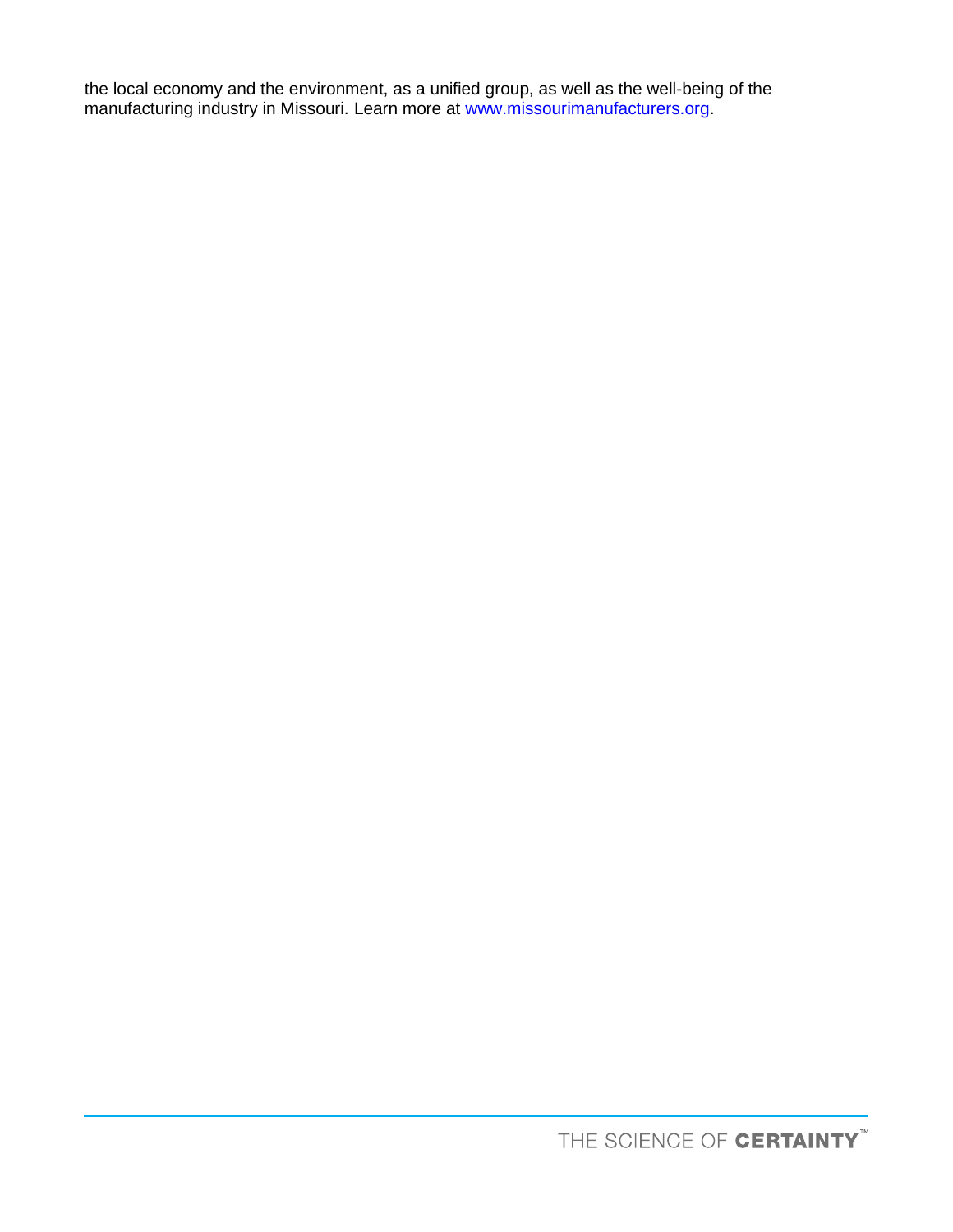the local economy and the environment, as a unified group, as well as the well-being of the manufacturing industry in Missouri. Learn more at [www.missourimanufacturers.org](http://www.missourimanufacturers.org).